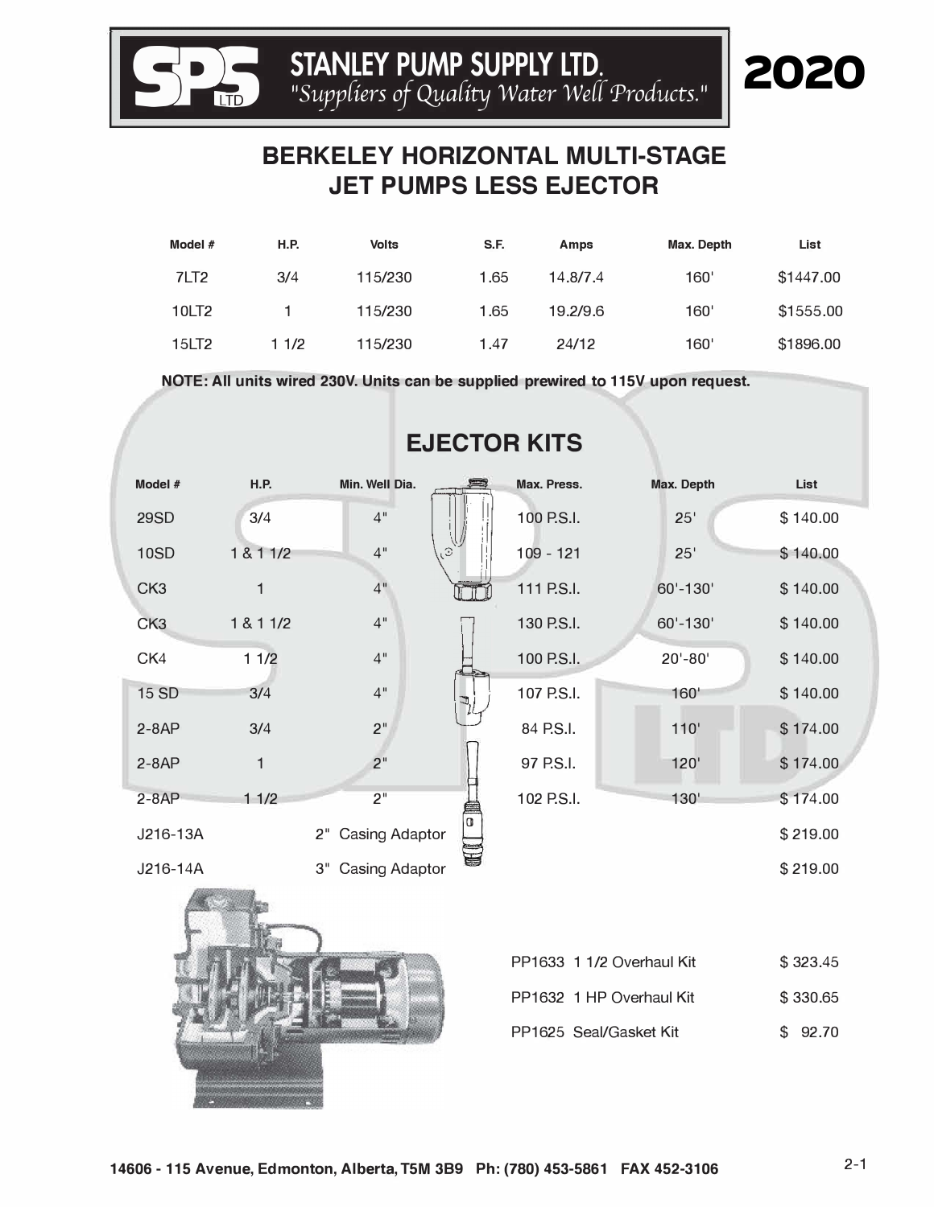# STANLEY PUMP SUPPLY LTD.

*"Suppliers of Quality Water Well Products."*

**2020**

## BERKELEY HORIZONTAL MULTI-STAGE JET PUMPS LESS EJECTOR

| Model # | H.P. | Volts | S.F. | Amps | Max. Depth | List |
|---|---|---|---|---|---|---|
| 7LT2 | 3/4 | 115/230 | 1.65 | 14.8/7.4 | 160' | $1447.00 |
| 10LT2 | 1 | 115/230 | 1.65 | 19.2/9.6 | 160' | $1555.00 |
| 15LT2 | 1 1/2 | 115/230 | 1.47 | 24/12 | 160' | $1896.00 |

**NOTE: All units wired 230V. Units can be supplied prewired to 115V upon request.**

## EJECTOR KITS

| Model # | H.P. | Min. Well Dia. | Max. Press. | Max. Depth | List |
|---|---|---|---|---|---|
| 29SD | 3/4 | 4" | 100 P.S.I. | 25' | $ 140.00 |
| 10SD | 1 & 1 1/2 | 4" | 109 - 121 | 25' | $ 140.00 |
| CK3 | 1 | 4" | 111 P.S.I. | 60'-130' | $ 140.00 |
| CK3 | 1 & 1 1/2 | 4" | 130 P.S.I. | 60'-130' | $ 140.00 |
| CK4 | 1 1/2 | 4" | 100 P.S.I. | 20'-80' | $ 140.00 |
| 15 SD | 3/4 | 4" | 107 P.S.I. | 160' | $ 140.00 |
| 2-8AP | 3/4 | 2" | 84 P.S.I. | 110' | $ 174.00 |
| 2-8AP | 1 | 2" | 97 P.S.I. | 120' | $ 174.00 |
| 2-8AP | 1 1/2 | 2" | 102 P.S.I. | 130' | $ 174.00 |
| J216-13A | | 2" Casing Adaptor | | | $ 219.00 |
| J216-14A | | 3" Casing Adaptor | | | $ 219.00 |

| Item | Price |
|---|---|
| PP1633 1 1/2 Overhaul Kit | $ 323.45 |
| PP1632 1 HP Overhaul Kit | $ 330.65 |
| PP1625 Seal/Gasket Kit | $ 92.70 |

**14606 - 115 Avenue, Edmonton, Alberta, T5M 3B9 Ph: (780) 453-5861 FAX 452-3106**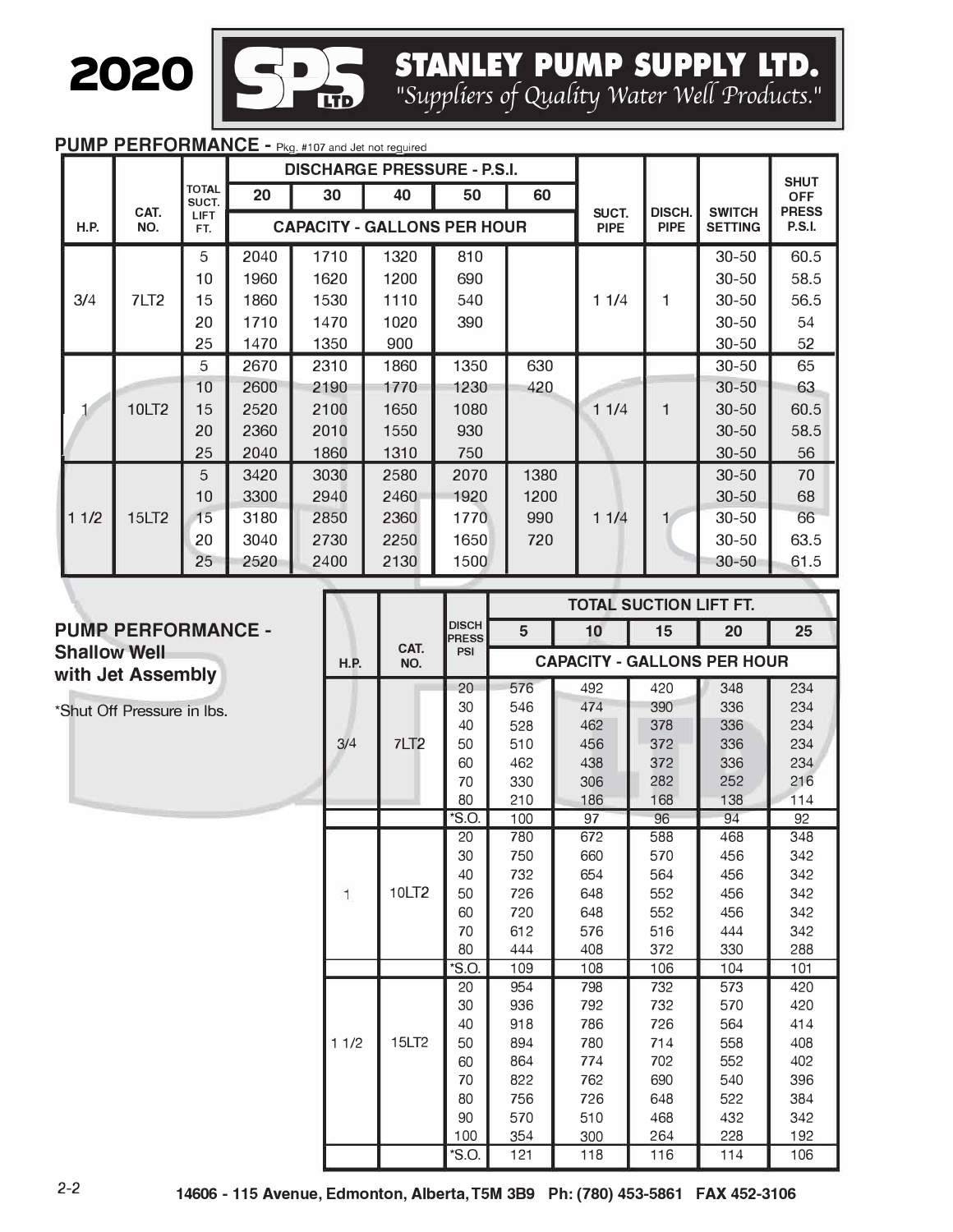# 2020

## STANLEY PUMP SUPPLY LTD.

*"Suppliers of Quality Water Well Products."*

### PUMP PERFORMANCE - Pkg. #107 and Jet not required

| H.P. | CAT. NO. | TOTAL SUCT. LIFT FT. | DISCHARGE PRESSURE - P.S.I. 20 | 30 | 40 | 50 | 60 | SUCT. PIPE | DISCH. PIPE | SWITCH SETTING | SHUT OFF PRESS P.S.I. |
|---|---|---|---|---|---|---|---|---|---|---|---|
| | | | CAPACITY - GALLONS PER HOUR | | | | | | | | |
| 3/4 | 7LT2 | 5 | 2040 | 1710 | 1320 | 810 | | 1 1/4 | 1 | 30-50 | 60.5 |
| | | 10 | 1960 | 1620 | 1200 | 690 | | | | 30-50 | 58.5 |
| | | 15 | 1860 | 1530 | 1110 | 540 | | | | 30-50 | 56.5 |
| | | 20 | 1710 | 1470 | 1020 | 390 | | | | 30-50 | 54 |
| | | 25 | 1470 | 1350 | 900 | | | | | 30-50 | 52 |
| 1 | 10LT2 | 5 | 2670 | 2310 | 1860 | 1350 | 630 | 1 1/4 | 1 | 30-50 | 65 |
| | | 10 | 2600 | 2190 | 1770 | 1230 | 420 | | | 30-50 | 63 |
| | | 15 | 2520 | 2100 | 1650 | 1080 | | | | 30-50 | 60.5 |
| | | 20 | 2360 | 2010 | 1550 | 930 | | | | 30-50 | 58.5 |
| | | 25 | 2040 | 1860 | 1310 | 750 | | | | 30-50 | 56 |
| 1 1/2 | 15LT2 | 5 | 3420 | 3030 | 2580 | 2070 | 1380 | 1 1/4 | 1 | 30-50 | 70 |
| | | 10 | 3300 | 2940 | 2460 | 1920 | 1200 | | | 30-50 | 68 |
| | | 15 | 3180 | 2850 | 2360 | 1770 | 990 | | | 30-50 | 66 |
| | | 20 | 3040 | 2730 | 2250 | 1650 | 720 | | | 30-50 | 63.5 |
| | | 25 | 2520 | 2400 | 2130 | 1500 | | | | 30-50 | 61.5 |

### PUMP PERFORMANCE - Shallow Well with Jet Assembly

*Shut Off Pressure in lbs.

| H.P. | CAT. NO. | DISCH PRESS PSI | TOTAL SUCTION LIFT FT. 5 | 10 | 15 | 20 | 25 |
|---|---|---|---|---|---|---|---|
| | | | CAPACITY - GALLONS PER HOUR | | | | |
| 3/4 | 7LT2 | 20 | 576 | 492 | 420 | 348 | 234 |
| | | 30 | 546 | 474 | 390 | 336 | 234 |
| | | 40 | 528 | 462 | 378 | 336 | 234 |
| | | 50 | 510 | 456 | 372 | 336 | 234 |
| | | 60 | 462 | 438 | 372 | 336 | 234 |
| | | 70 | 330 | 306 | 282 | 252 | 216 |
| | | 80 | 210 | 186 | 168 | 138 | 114 |
| | | *S.O. | 100 | 97 | 96 | 94 | 92 |
| 1 | 10LT2 | 20 | 780 | 672 | 588 | 468 | 348 |
| | | 30 | 750 | 660 | 570 | 456 | 342 |
| | | 40 | 732 | 654 | 564 | 456 | 342 |
| | | 50 | 726 | 648 | 552 | 456 | 342 |
| | | 60 | 720 | 648 | 552 | 456 | 342 |
| | | 70 | 612 | 576 | 516 | 444 | 342 |
| | | 80 | 444 | 408 | 372 | 330 | 288 |
| | | *S.O. | 109 | 108 | 106 | 104 | 101 |
| 1 1/2 | 15LT2 | 20 | 954 | 798 | 732 | 573 | 420 |
| | | 30 | 936 | 792 | 732 | 570 | 420 |
| | | 40 | 918 | 786 | 726 | 564 | 414 |
| | | 50 | 894 | 780 | 714 | 558 | 408 |
| | | 60 | 864 | 774 | 702 | 552 | 402 |
| | | 70 | 822 | 762 | 690 | 540 | 396 |
| | | 80 | 756 | 726 | 648 | 522 | 384 |
| | | 90 | 570 | 510 | 468 | 432 | 342 |
| | | 100 | 354 | 300 | 264 | 228 | 192 |
| | | *S.O. | 121 | 118 | 116 | 114 | 106 |

14606 - 115 Avenue, Edmonton, Alberta, T5M 3B9 Ph: (780) 453-5861 FAX 452-3106